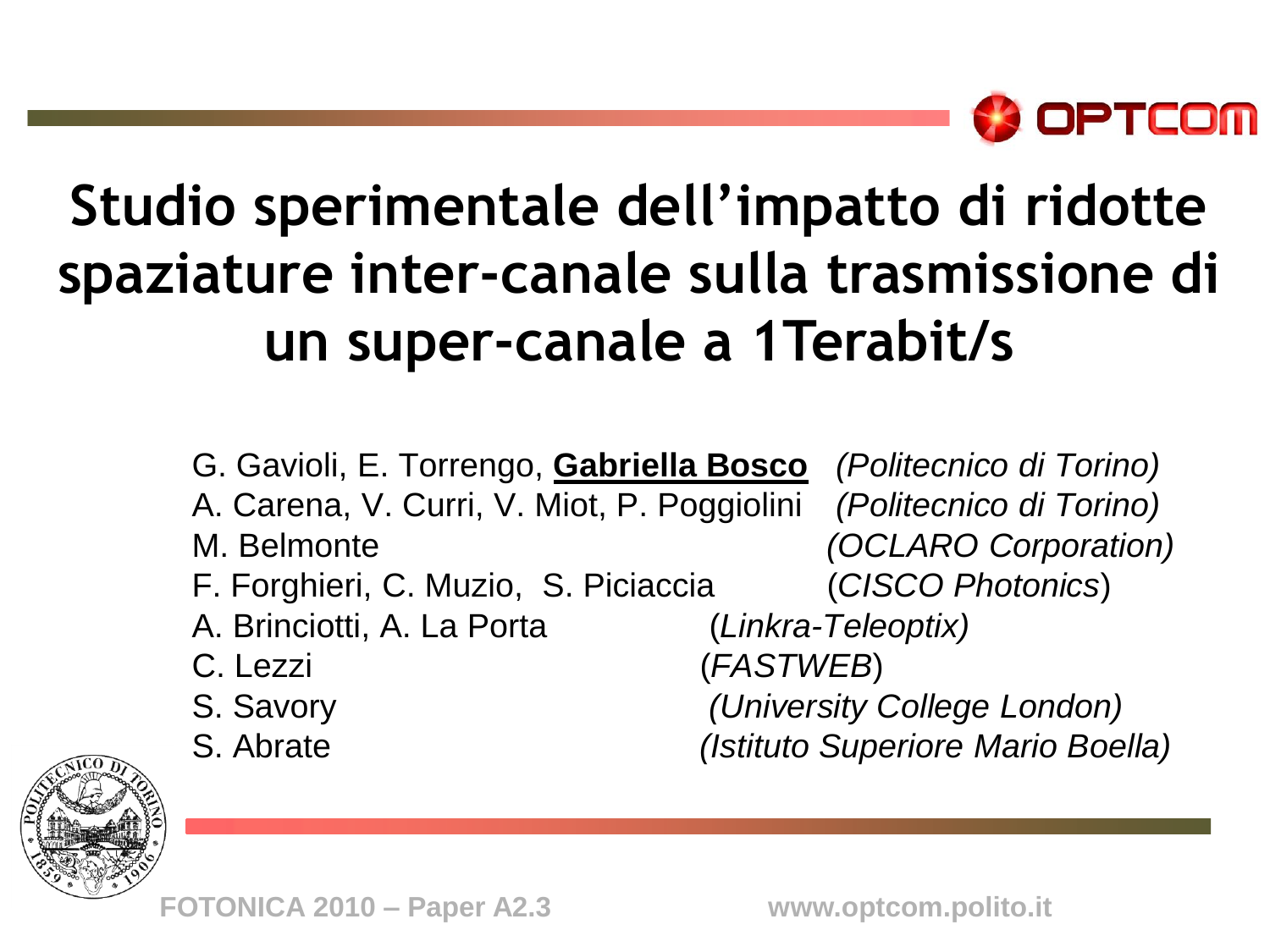# Studio sperimentale dell'impatto di ridotte spaziature inter-canale sulla trasmissione di un super-canale a 1Terabit/s

G. Gavioli, E. Torrengo, **Gabriella Bosco** *(Politecnico di Torino)*
A. Carena, V. Curri, V. Miot, P. Poggiolini *(Politecnico di Torino)*
M. Belmonte *(OCLARO Corporation)*
F. Forghieri, C. Muzio, S. Piciaccia (*CISCO Photonics*)
A. Brinciotti, A. La Porta (*Linkra-Teleoptix)*
C. Lezzi (*FASTWEB*)
S. Savory *(University College London)*
S. Abrate *(Istituto Superiore Mario Boella)*

FOTONICA 2010 – Paper A2.3 www.optcom.polito.it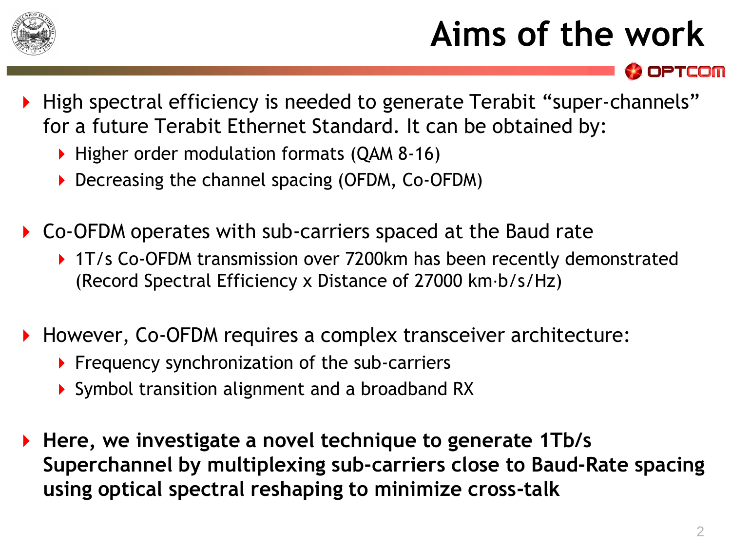# Aims of the work

- High spectral efficiency is needed to generate Terabit "super-channels" for a future Terabit Ethernet Standard. It can be obtained by:
  - Higher order modulation formats (QAM 8-16)
  - Decreasing the channel spacing (OFDM, Co-OFDM)

- Co-OFDM operates with sub-carriers spaced at the Baud rate
  - 1T/s Co-OFDM transmission over 7200km has been recently demonstrated (Record Spectral Efficiency x Distance of 27000 km·b/s/Hz)

- However, Co-OFDM requires a complex transceiver architecture:
  - Frequency synchronization of the sub-carriers
  - Symbol transition alignment and a broadband RX

- **Here, we investigate a novel technique to generate 1Tb/s Superchannel by multiplexing sub-carriers close to Baud-Rate spacing using optical spectral reshaping to minimize cross-talk**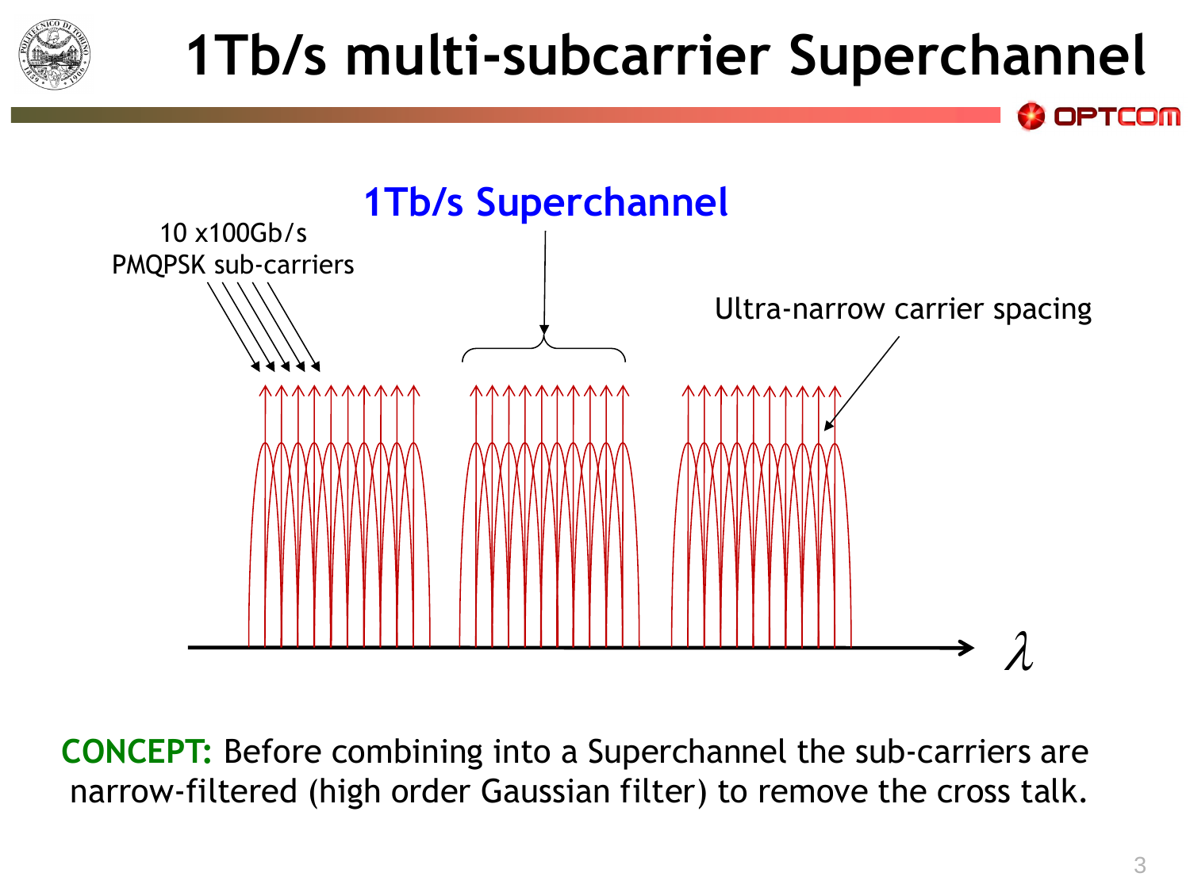# 1Tb/s multi-subcarrier Superchannel

1Tb/s Superchannel

10 x100Gb/s PMQPSK sub-carriers

Ultra-narrow carrier spacing

$\lambda$

**CONCEPT:** Before combining into a Superchannel the sub-carriers are narrow-filtered (high order Gaussian filter) to remove the cross talk.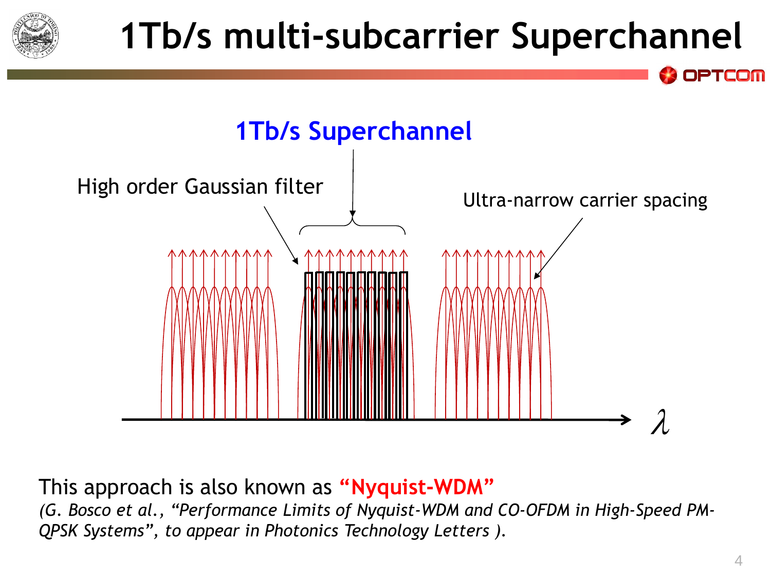# 1Tb/s multi-subcarrier Superchannel

1Tb/s Superchannel

High order Gaussian filter

Ultra-narrow carrier spacing

$\lambda$

This approach is also known as **"Nyquist-WDM"**

*(G. Bosco et al., "Performance Limits of Nyquist-WDM and CO-OFDM in High-Speed PM-QPSK Systems", to appear in Photonics Technology Letters ).*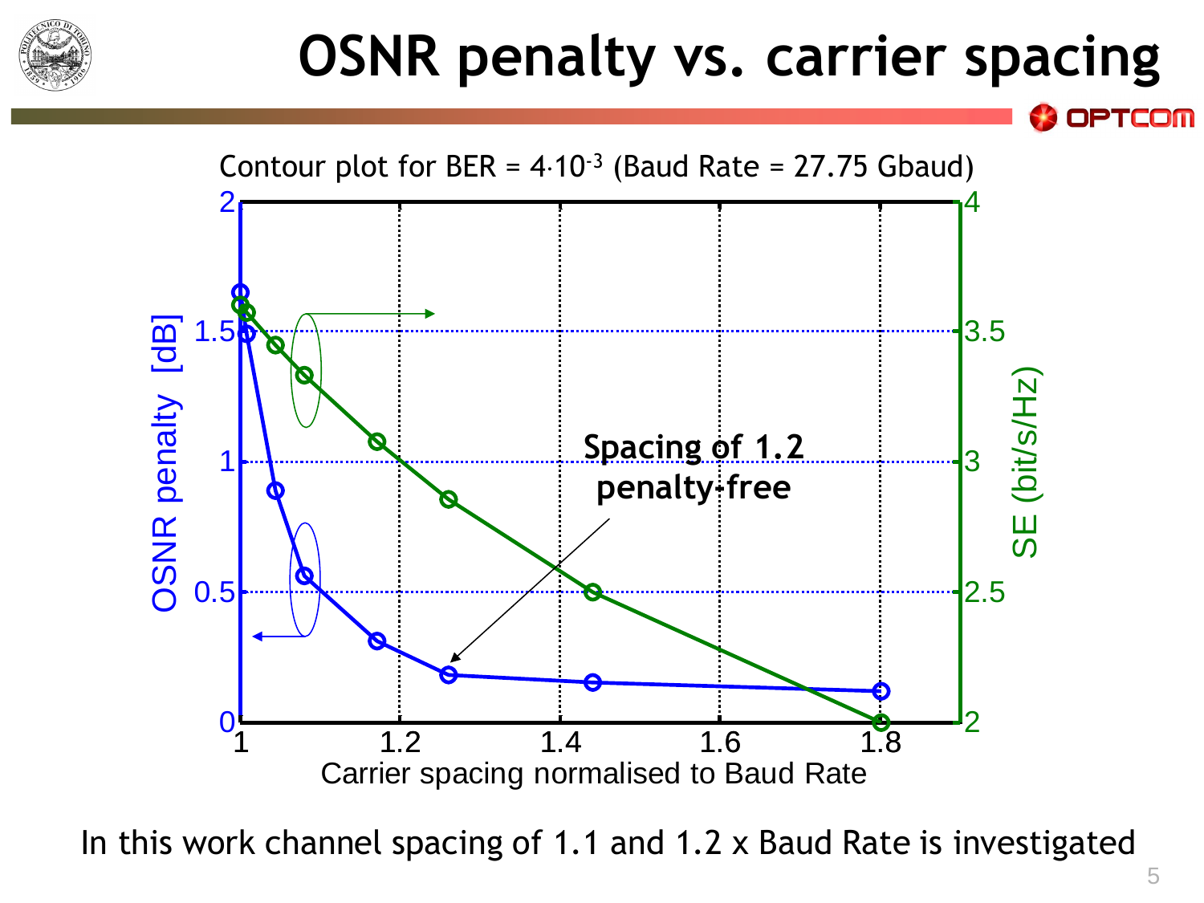# OSNR penalty vs. carrier spacing

Contour plot for BER = $4 \cdot 10^{-3}$ (Baud Rate = 27.75 Gbaud)

Spacing of 1.2 penalty-free

In this work channel spacing of 1.1 and 1.2 x Baud Rate is investigated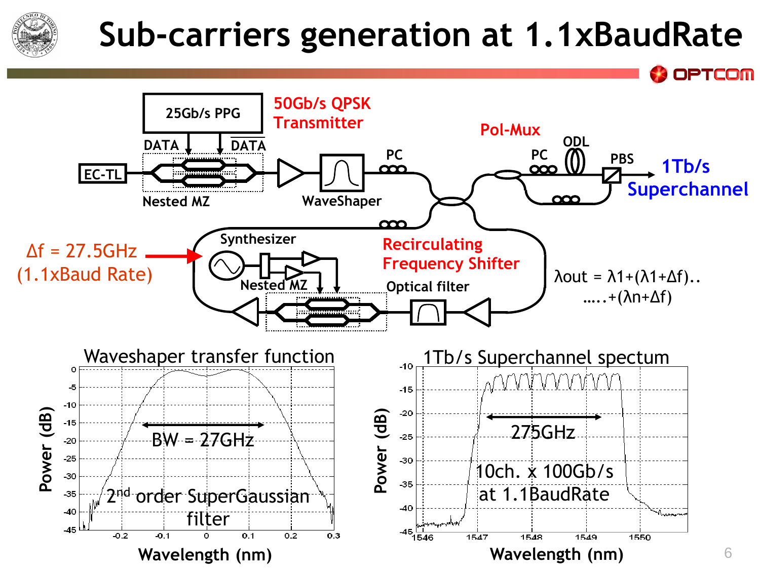# Sub-carriers generation at 1.1xBaudRate

25Gb/s PPG

DATA  $\overline{\text{DATA}}$

50Gb/s QPSK Transmitter

EC-TL

Nested MZ

WaveShaper

PC

Pol-Mux

PC  ODL  PBS

1Tb/s Superchannel

$\Delta f$ = 27.5GHz (1.1xBaud Rate)

Synthesizer

Nested MZ

Recirculating Frequency Shifter

Optical filter

$\lambda out = \lambda 1+(\lambda 1+\Delta f)\ldots$
$\ldots+(\lambda n+\Delta f)$

**Waveshaper transfer function**

BW = 27GHz

2[nd] order SuperGaussian filter

Power (dB)

Wavelength (nm)

**1Tb/s Superchannel spectum**

275GHz

10ch. x 100Gb/s at 1.1BaudRate

Power (dB)

Wavelength (nm)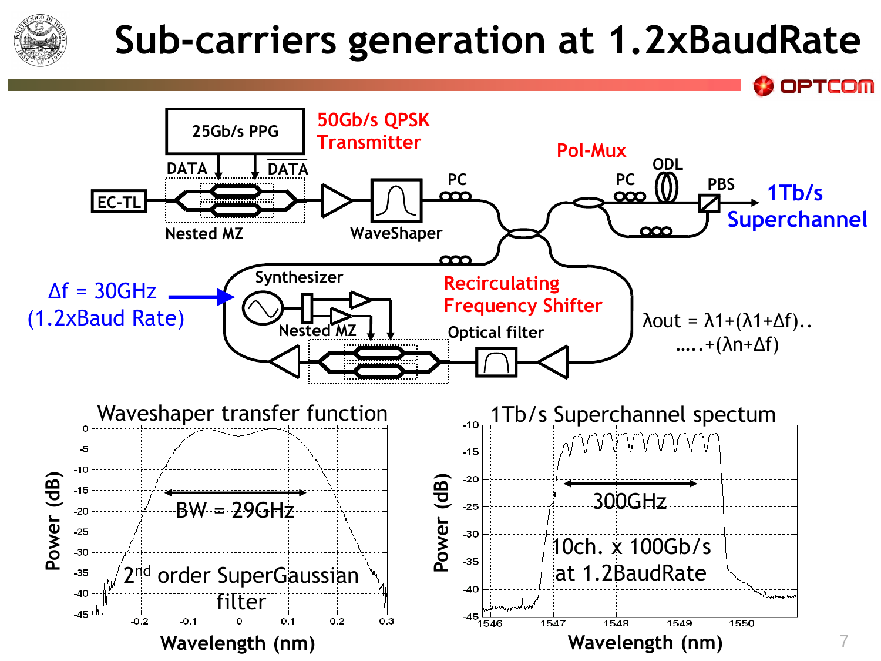# Sub-carriers generation at 1.2xBaudRate

**50Gb/s QPSK Transmitter**

25Gb/s PPG — DATA, $\overline{\text{DATA}}$

EC-TL → Nested MZ → WaveShaper → PC

**Pol-Mux**

PC, ODL, PBS → **1Tb/s Superchannel**

$\Delta f$ = 30GHz (1.2xBaud Rate)

**Recirculating Frequency Shifter**

Synthesizer, Nested MZ, Optical filter

$\lambda out = \lambda 1+(\lambda 1+\Delta f)$..
…..$+(\lambda n+\Delta f)$

## Waveshaper transfer function

BW = 29GHz

2[nd] order SuperGaussian filter

Power (dB) vs. Wavelength (nm)

## 1Tb/s Superchannel spectum

300GHz

10ch. x 100Gb/s at 1.2BaudRate

Power (dB) vs. Wavelength (nm)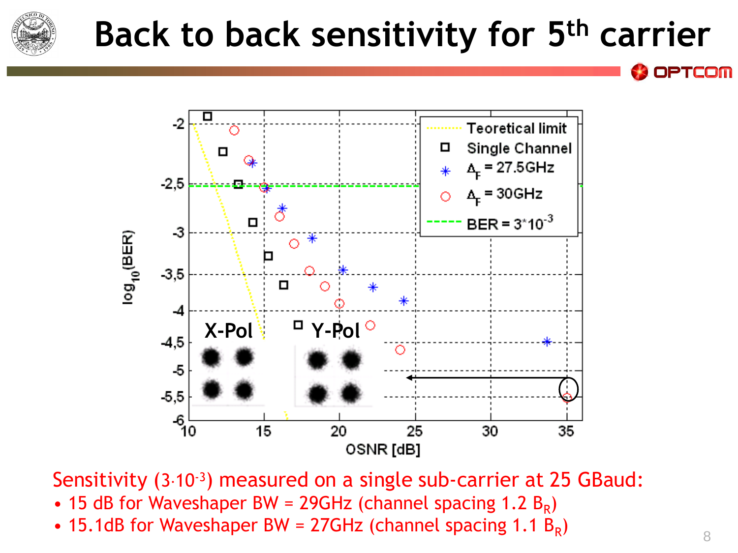# Back to back sensitivity for 5th carrier

Sensitivity ($3 \cdot 10^{-3}$) measured on a single sub-carrier at 25 GBaud:

- 15 dB for Waveshaper BW = 29GHz (channel spacing 1.2 $B_R$)
- 15.1dB for Waveshaper BW = 27GHz (channel spacing 1.1 $B_R$)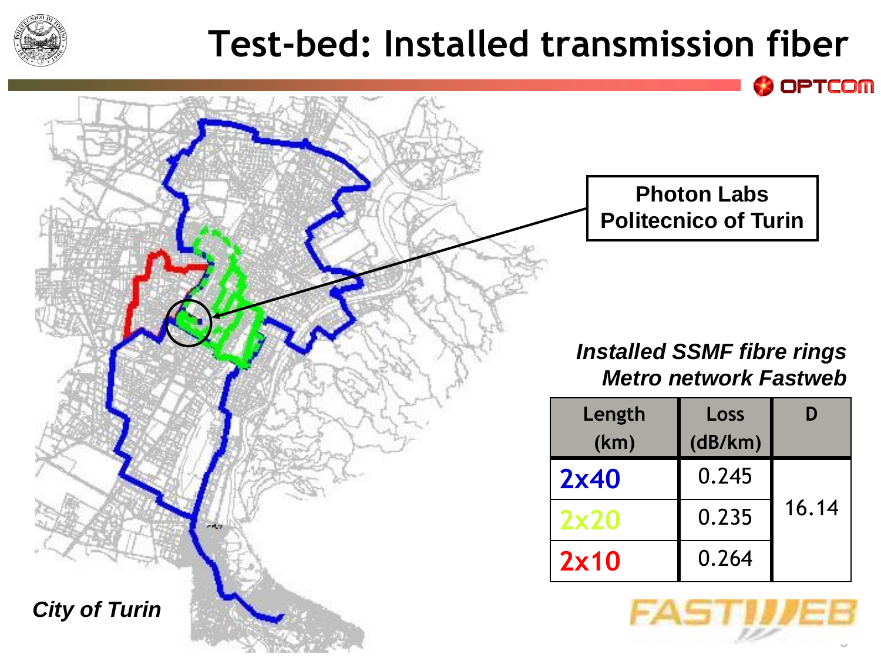# Test-bed: Installed transmission fiber

Photon Labs
Politecnico of Turin

*City of Turin*

***Installed SSMF fibre rings***
***Metro network Fastweb***

| Length (km) | Loss (dB/km) | D |
|---|---|---|
| 2x40 | 0.245 | 16.14 |
| 2x20 | 0.235 | |
| 2x10 | 0.264 | |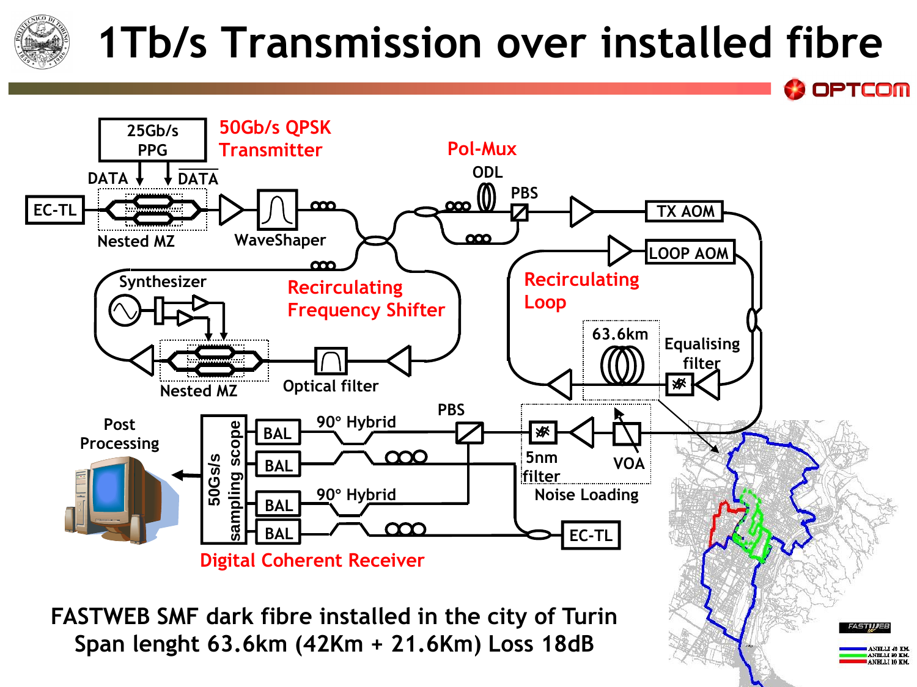# 1Tb/s Transmission over installed fibre

25Gb/s PPG

DATA

$\overline{\text{DATA}}$

50Gb/s QPSK Transmitter

EC-TL

Nested MZ

WaveShaper

Pol-Mux

ODL

PBS

TX AOM

LOOP AOM

Synthesizer

Recirculating Frequency Shifter

Nested MZ

Optical filter

Recirculating Loop

63.6km

Equalising filter

Post Processing

50Gs/s sampling scope

BAL

BAL

BAL

BAL

90° Hybrid

90° Hybrid

PBS

5nm filter

VOA

Noise Loading

EC-TL

Digital Coherent Receiver

FASTWEB SMF dark fibre installed in the city of Turin
Span lenght 63.6km (42Km + 21.6Km) Loss 18dB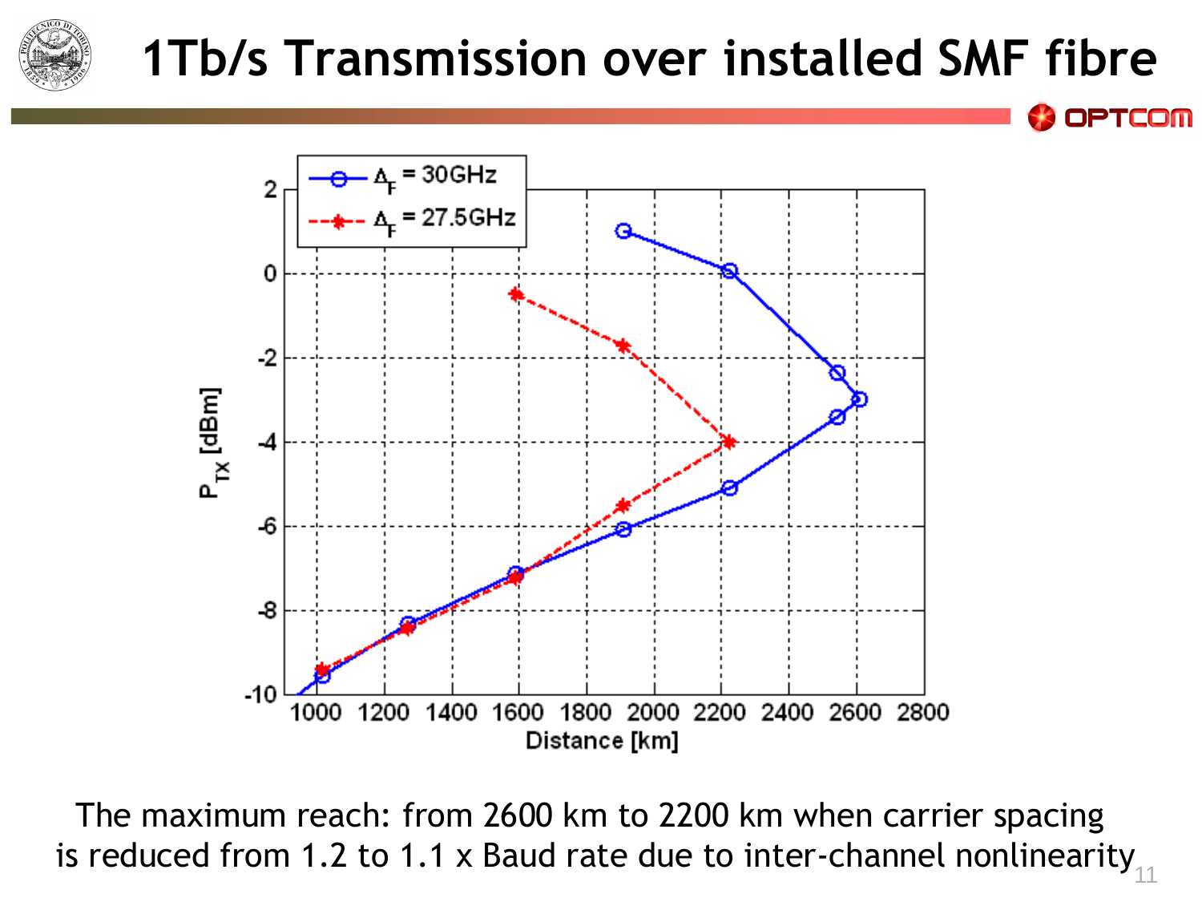# 1Tb/s Transmission over installed SMF fibre

The maximum reach: from 2600 km to 2200 km when carrier spacing is reduced from 1.2 to 1.1 x Baud rate due to inter-channel nonlinearity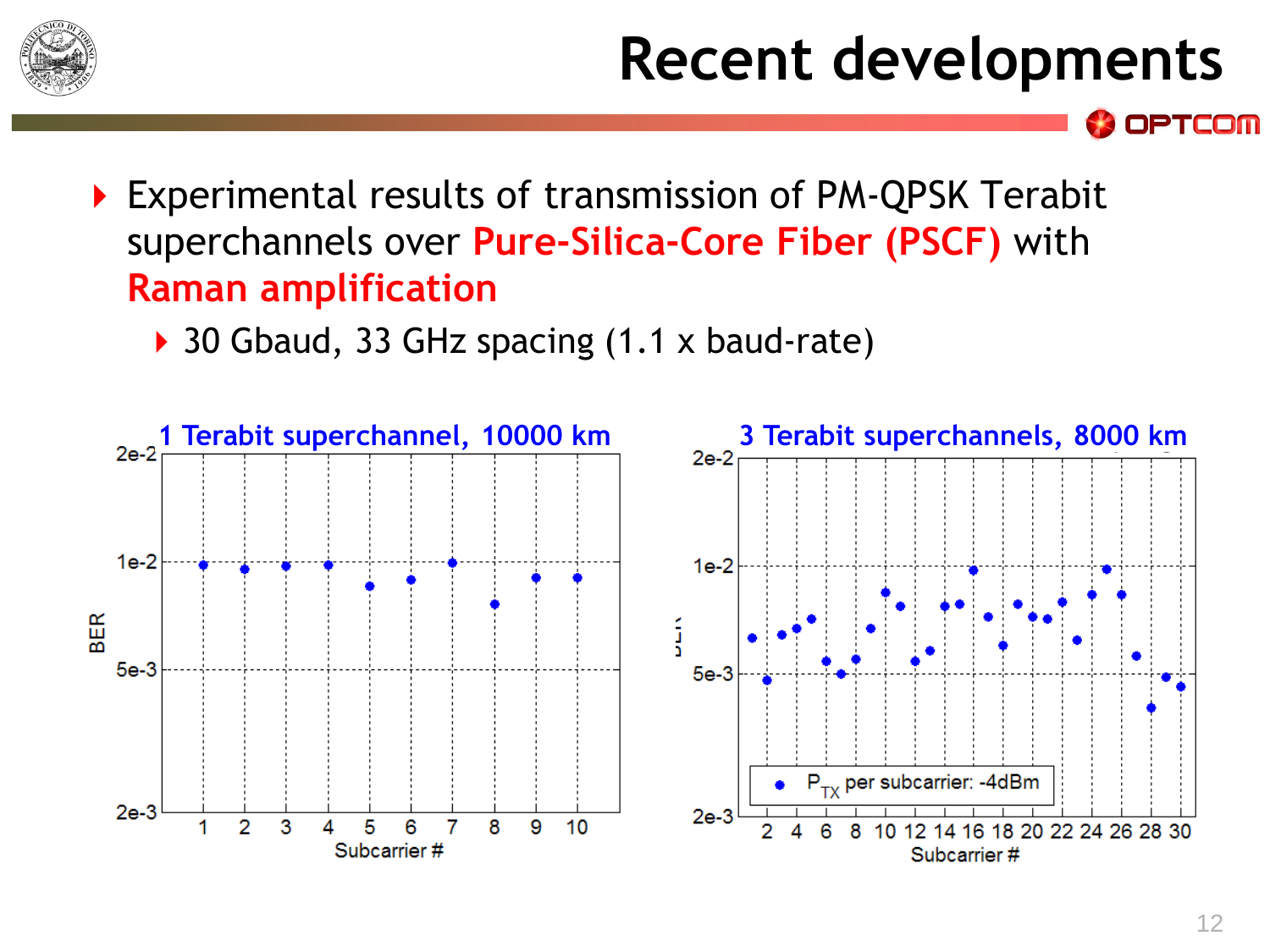# Recent developments

- Experimental results of transmission of PM-QPSK Terabit superchannels over **Pure-Silica-Core Fiber (PSCF)** with **Raman amplification**
  - 30 Gbaud, 33 GHz spacing (1.1 x baud-rate)

**1 Terabit superchannel, 10000 km**

**3 Terabit superchannels, 8000 km**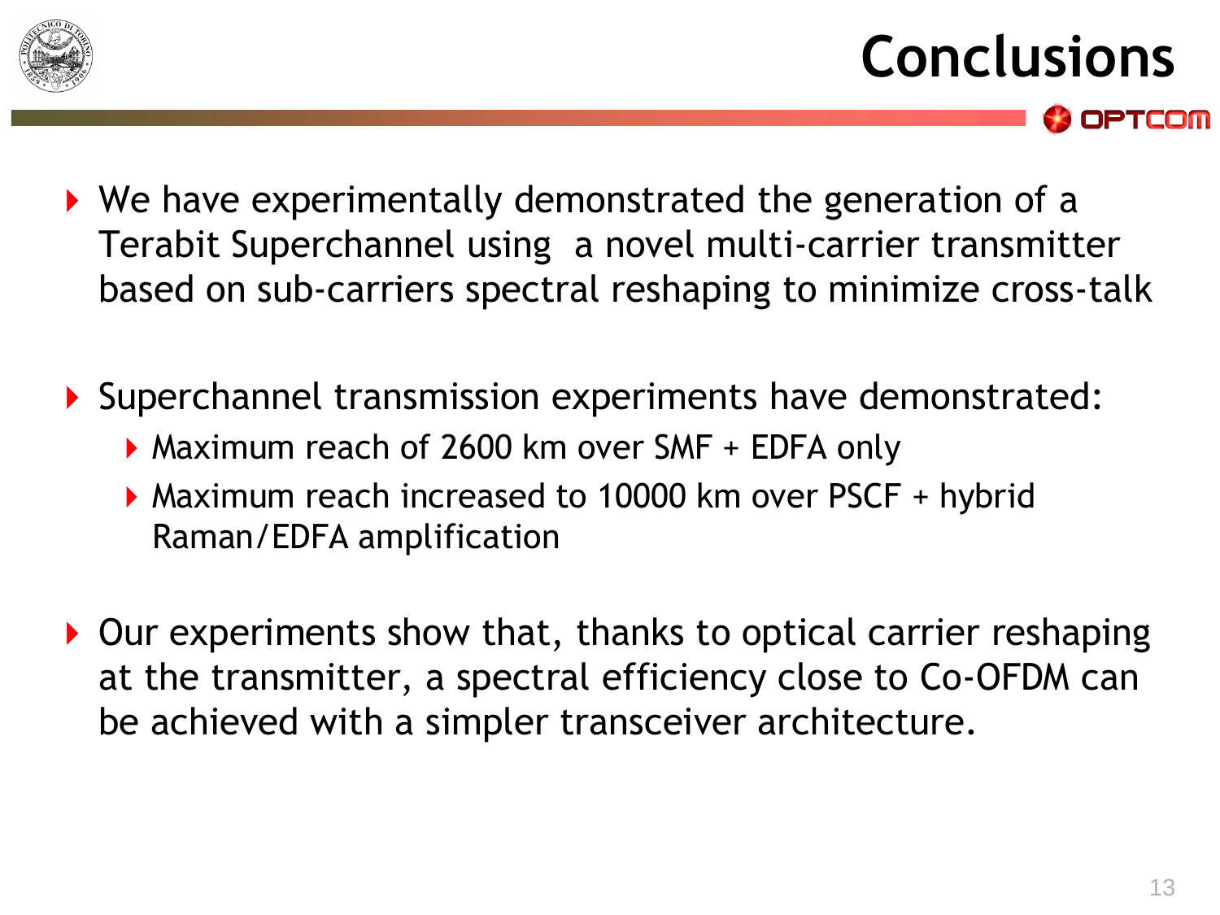# Conclusions

- We have experimentally demonstrated the generation of a Terabit Superchannel using a novel multi-carrier transmitter based on sub-carriers spectral reshaping to minimize cross-talk

- Superchannel transmission experiments have demonstrated:
  - Maximum reach of 2600 km over SMF + EDFA only
  - Maximum reach increased to 10000 km over PSCF + hybrid Raman/EDFA amplification

- Our experiments show that, thanks to optical carrier reshaping at the transmitter, a spectral efficiency close to Co-OFDM can be achieved with a simpler transceiver architecture.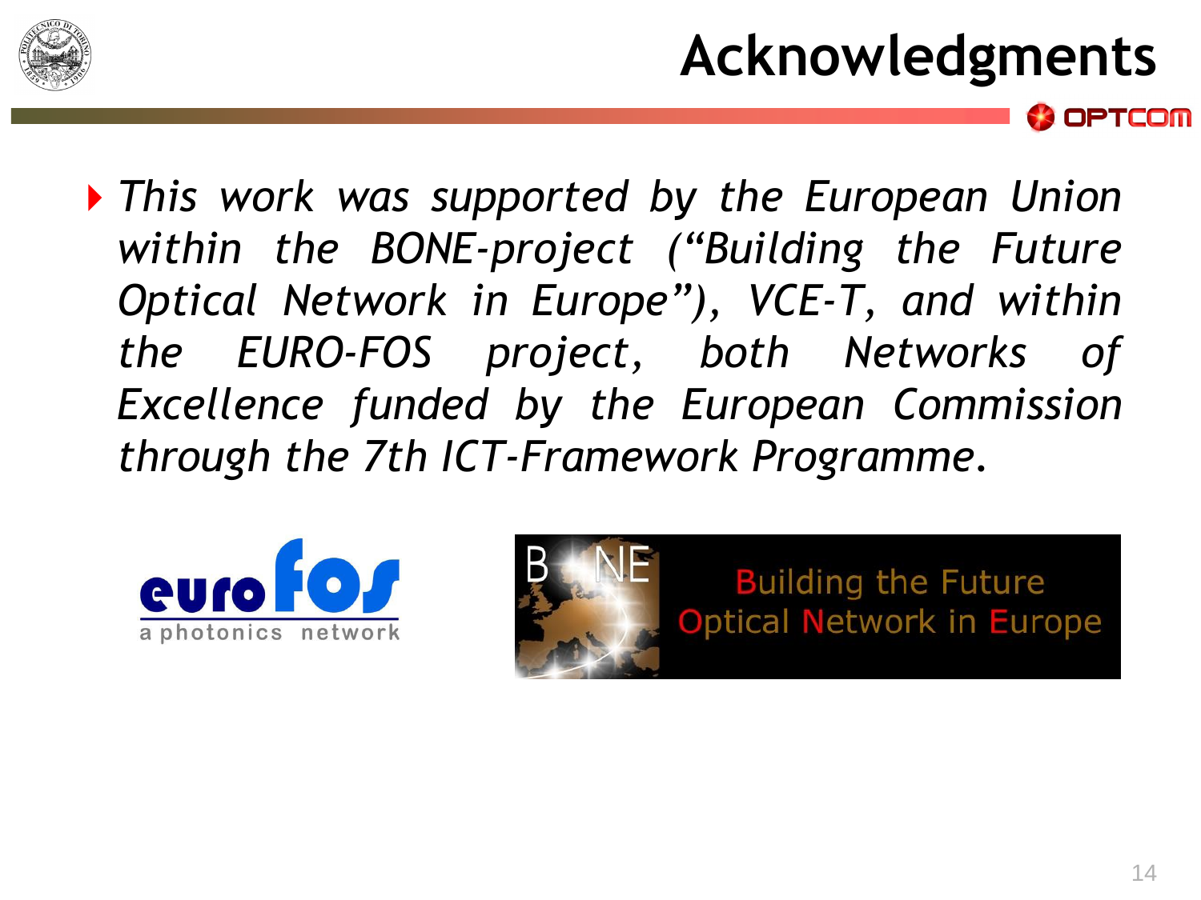# Acknowledgments

- *This work was supported by the European Union within the BONE-project ("Building the Future Optical Network in Europe"), VCE-T, and within the EURO-FOS project, both Networks of Excellence funded by the European Commission through the 7th ICT-Framework Programme.*

eurofos
a photonics network

BONE
Building the Future Optical Network in Europe